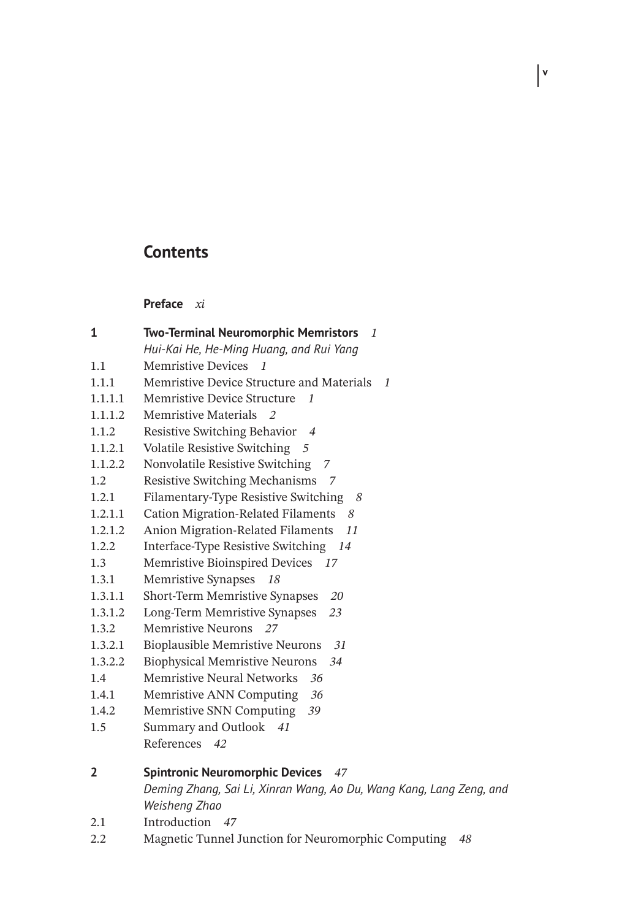# Contents

**Preface** *xi*

**1 Two-Terminal Neuromorphic Memristors** *1*
*Hui-Kai He, He-Ming Huang, and Rui Yang*

1.1 Memristive Devices *1*
1.1.1 Memristive Device Structure and Materials *1*
1.1.1.1 Memristive Device Structure *1*
1.1.1.2 Memristive Materials *2*
1.1.2 Resistive Switching Behavior *4*
1.1.2.1 Volatile Resistive Switching *5*
1.1.2.2 Nonvolatile Resistive Switching *7*
1.2 Resistive Switching Mechanisms *7*
1.2.1 Filamentary-Type Resistive Switching *8*
1.2.1.1 Cation Migration-Related Filaments *8*
1.2.1.2 Anion Migration-Related Filaments *11*
1.2.2 Interface-Type Resistive Switching *14*
1.3 Memristive Bioinspired Devices *17*
1.3.1 Memristive Synapses *18*
1.3.1.1 Short-Term Memristive Synapses *20*
1.3.1.2 Long-Term Memristive Synapses *23*
1.3.2 Memristive Neurons *27*
1.3.2.1 Bioplausible Memristive Neurons *31*
1.3.2.2 Biophysical Memristive Neurons *34*
1.4 Memristive Neural Networks *36*
1.4.1 Memristive ANN Computing *36*
1.4.2 Memristive SNN Computing *39*
1.5 Summary and Outlook *41*
References *42*

**2 Spintronic Neuromorphic Devices** *47*
*Deming Zhang, Sai Li, Xinran Wang, Ao Du, Wang Kang, Lang Zeng, and Weisheng Zhao*

2.1 Introduction *47*
2.2 Magnetic Tunnel Junction for Neuromorphic Computing *48*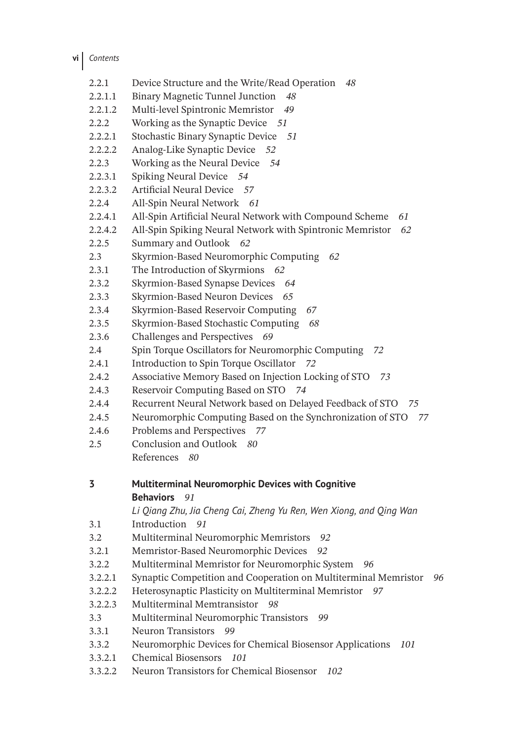2.2.1 Device Structure and the Write/Read Operation *48*
2.2.1.1 Binary Magnetic Tunnel Junction *48*
2.2.1.2 Multi-level Spintronic Memristor *49*
2.2.2 Working as the Synaptic Device *51*
2.2.2.1 Stochastic Binary Synaptic Device *51*
2.2.2.2 Analog-Like Synaptic Device *52*
2.2.3 Working as the Neural Device *54*
2.2.3.1 Spiking Neural Device *54*
2.2.3.2 Artificial Neural Device *57*
2.2.4 All-Spin Neural Network *61*
2.2.4.1 All-Spin Artificial Neural Network with Compound Scheme *61*
2.2.4.2 All-Spin Spiking Neural Network with Spintronic Memristor *62*
2.2.5 Summary and Outlook *62*
2.3 Skyrmion-Based Neuromorphic Computing *62*
2.3.1 The Introduction of Skyrmions *62*
2.3.2 Skyrmion-Based Synapse Devices *64*
2.3.3 Skyrmion-Based Neuron Devices *65*
2.3.4 Skyrmion-Based Reservoir Computing *67*
2.3.5 Skyrmion-Based Stochastic Computing *68*
2.3.6 Challenges and Perspectives *69*
2.4 Spin Torque Oscillators for Neuromorphic Computing *72*
2.4.1 Introduction to Spin Torque Oscillator *72*
2.4.2 Associative Memory Based on Injection Locking of STO *73*
2.4.3 Reservoir Computing Based on STO *74*
2.4.4 Recurrent Neural Network based on Delayed Feedback of STO *75*
2.4.5 Neuromorphic Computing Based on the Synchronization of STO *77*
2.4.6 Problems and Perspectives *77*
2.5 Conclusion and Outlook *80*
References *80*

**3 Multiterminal Neuromorphic Devices with Cognitive Behaviors** *91*
*Li Qiang Zhu, Jia Cheng Cai, Zheng Yu Ren, Wen Xiong, and Qing Wan*

3.1 Introduction *91*
3.2 Multiterminal Neuromorphic Memristors *92*
3.2.1 Memristor-Based Neuromorphic Devices *92*
3.2.2 Multiterminal Memristor for Neuromorphic System *96*
3.2.2.1 Synaptic Competition and Cooperation on Multiterminal Memristor *96*
3.2.2.2 Heterosynaptic Plasticity on Multiterminal Memristor *97*
3.2.2.3 Multiterminal Memtransistor *98*
3.3 Multiterminal Neuromorphic Transistors *99*
3.3.1 Neuron Transistors *99*
3.3.2 Neuromorphic Devices for Chemical Biosensor Applications *101*
3.3.2.1 Chemical Biosensors *101*
3.3.2.2 Neuron Transistors for Chemical Biosensor *102*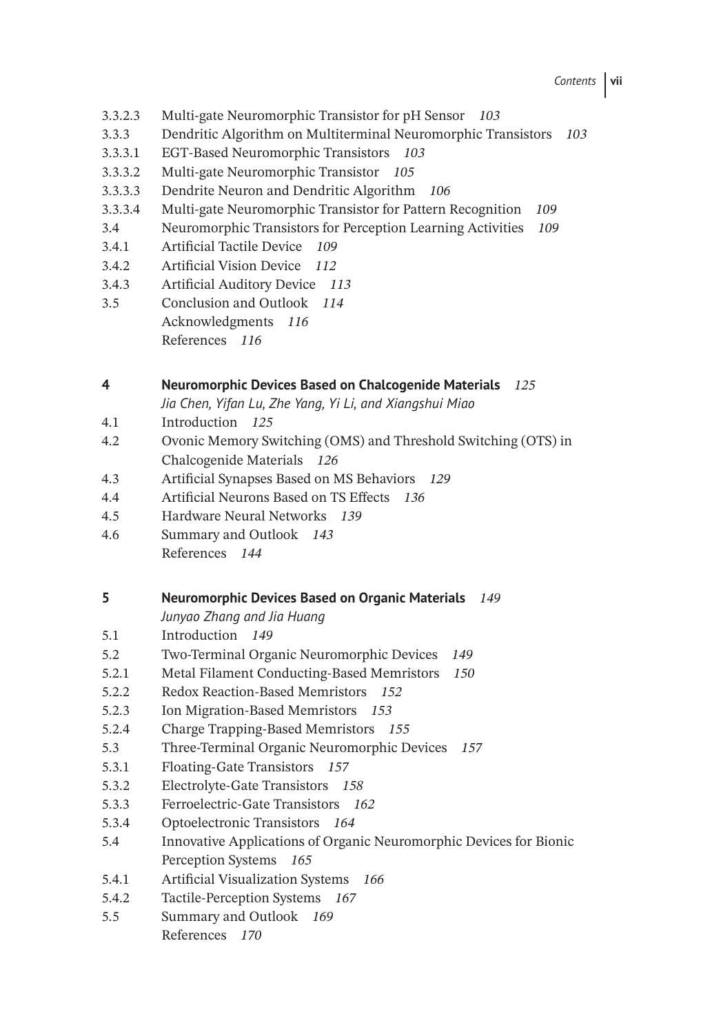3.3.2.3 Multi-gate Neuromorphic Transistor for pH Sensor *103*
3.3.3 Dendritic Algorithm on Multiterminal Neuromorphic Transistors *103*
3.3.3.1 EGT-Based Neuromorphic Transistors *103*
3.3.3.2 Multi-gate Neuromorphic Transistor *105*
3.3.3.3 Dendrite Neuron and Dendritic Algorithm *106*
3.3.3.4 Multi-gate Neuromorphic Transistor for Pattern Recognition *109*
3.4 Neuromorphic Transistors for Perception Learning Activities *109*
3.4.1 Artificial Tactile Device *109*
3.4.2 Artificial Vision Device *112*
3.4.3 Artificial Auditory Device *113*
3.5 Conclusion and Outlook *114*
Acknowledgments *116*
References *116*

**4 Neuromorphic Devices Based on Chalcogenide Materials** *125*
*Jia Chen, Yifan Lu, Zhe Yang, Yi Li, and Xiangshui Miao*
4.1 Introduction *125*
4.2 Ovonic Memory Switching (OMS) and Threshold Switching (OTS) in Chalcogenide Materials *126*
4.3 Artificial Synapses Based on MS Behaviors *129*
4.4 Artificial Neurons Based on TS Effects *136*
4.5 Hardware Neural Networks *139*
4.6 Summary and Outlook *143*
References *144*

**5 Neuromorphic Devices Based on Organic Materials** *149*
*Junyao Zhang and Jia Huang*
5.1 Introduction *149*
5.2 Two-Terminal Organic Neuromorphic Devices *149*
5.2.1 Metal Filament Conducting-Based Memristors *150*
5.2.2 Redox Reaction-Based Memristors *152*
5.2.3 Ion Migration-Based Memristors *153*
5.2.4 Charge Trapping-Based Memristors *155*
5.3 Three-Terminal Organic Neuromorphic Devices *157*
5.3.1 Floating-Gate Transistors *157*
5.3.2 Electrolyte-Gate Transistors *158*
5.3.3 Ferroelectric-Gate Transistors *162*
5.3.4 Optoelectronic Transistors *164*
5.4 Innovative Applications of Organic Neuromorphic Devices for Bionic Perception Systems *165*
5.4.1 Artificial Visualization Systems *166*
5.4.2 Tactile-Perception Systems *167*
5.5 Summary and Outlook *169*
References *170*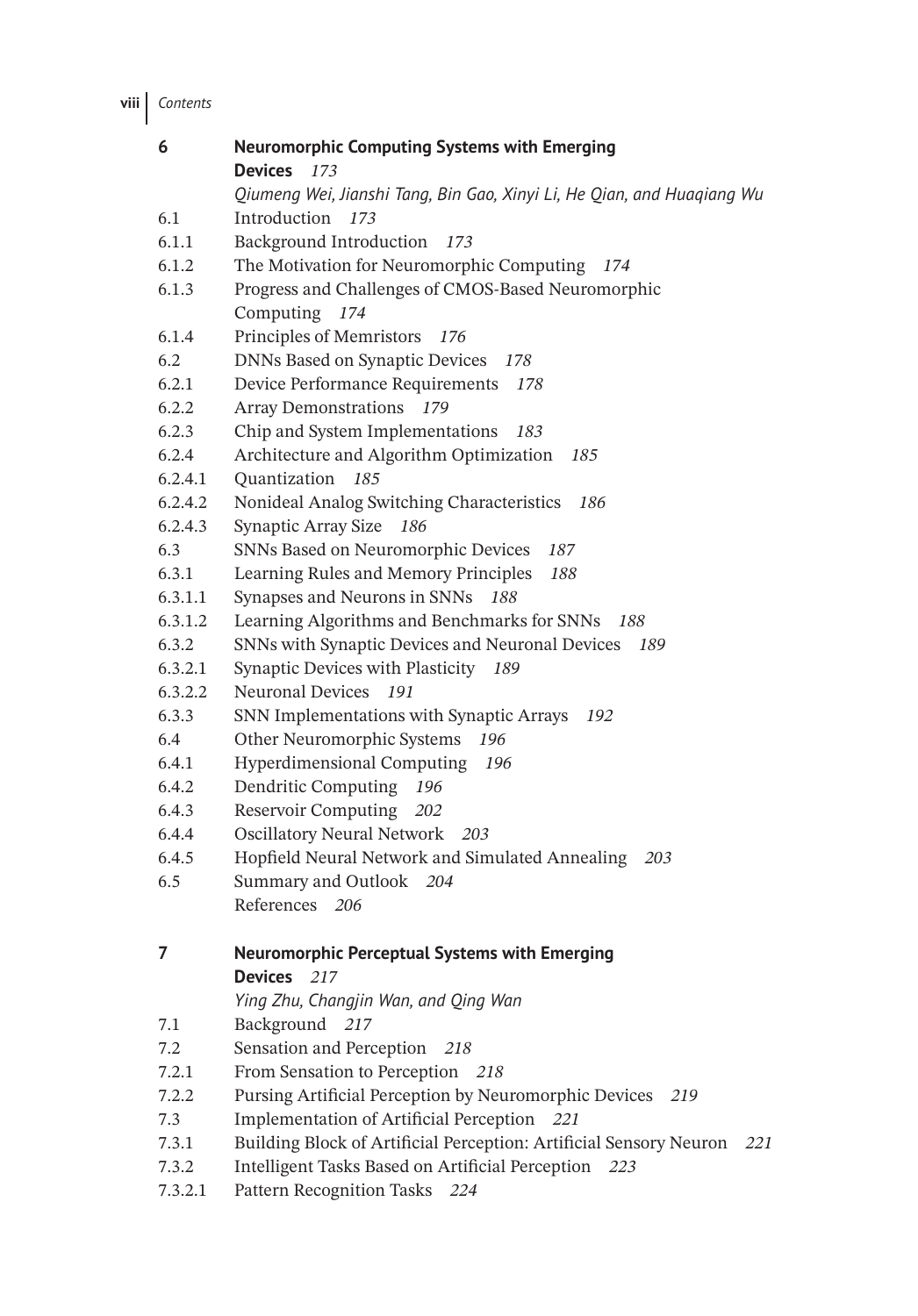**6 Neuromorphic Computing Systems with Emerging Devices** *173*

*Qiumeng Wei, Jianshi Tang, Bin Gao, Xinyi Li, He Qian, and Huaqiang Wu*

6.1 Introduction *173*
6.1.1 Background Introduction *173*
6.1.2 The Motivation for Neuromorphic Computing *174*
6.1.3 Progress and Challenges of CMOS-Based Neuromorphic Computing *174*
6.1.4 Principles of Memristors *176*
6.2 DNNs Based on Synaptic Devices *178*
6.2.1 Device Performance Requirements *178*
6.2.2 Array Demonstrations *179*
6.2.3 Chip and System Implementations *183*
6.2.4 Architecture and Algorithm Optimization *185*
6.2.4.1 Quantization *185*
6.2.4.2 Nonideal Analog Switching Characteristics *186*
6.2.4.3 Synaptic Array Size *186*
6.3 SNNs Based on Neuromorphic Devices *187*
6.3.1 Learning Rules and Memory Principles *188*
6.3.1.1 Synapses and Neurons in SNNs *188*
6.3.1.2 Learning Algorithms and Benchmarks for SNNs *188*
6.3.2 SNNs with Synaptic Devices and Neuronal Devices *189*
6.3.2.1 Synaptic Devices with Plasticity *189*
6.3.2.2 Neuronal Devices *191*
6.3.3 SNN Implementations with Synaptic Arrays *192*
6.4 Other Neuromorphic Systems *196*
6.4.1 Hyperdimensional Computing *196*
6.4.2 Dendritic Computing *196*
6.4.3 Reservoir Computing *202*
6.4.4 Oscillatory Neural Network *203*
6.4.5 Hopfield Neural Network and Simulated Annealing *203*
6.5 Summary and Outlook *204*
References *206*

**7 Neuromorphic Perceptual Systems with Emerging Devices** *217*

*Ying Zhu, Changjin Wan, and Qing Wan*

7.1 Background *217*
7.2 Sensation and Perception *218*
7.2.1 From Sensation to Perception *218*
7.2.2 Pursing Artificial Perception by Neuromorphic Devices *219*
7.3 Implementation of Artificial Perception *221*
7.3.1 Building Block of Artificial Perception: Artificial Sensory Neuron *221*
7.3.2 Intelligent Tasks Based on Artificial Perception *223*
7.3.2.1 Pattern Recognition Tasks *224*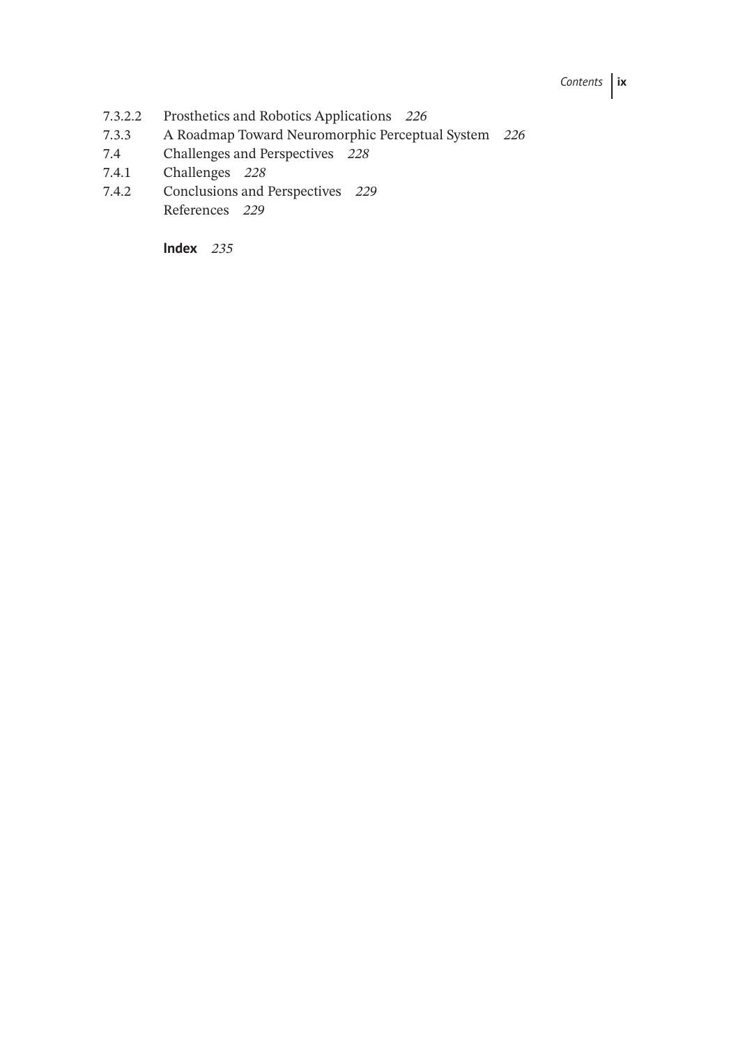7.3.2.2 Prosthetics and Robotics Applications *226*
7.3.3 A Roadmap Toward Neuromorphic Perceptual System *226*
7.4 Challenges and Perspectives *228*
7.4.1 Challenges *228*
7.4.2 Conclusions and Perspectives *229*
References *229*

**Index** *235*